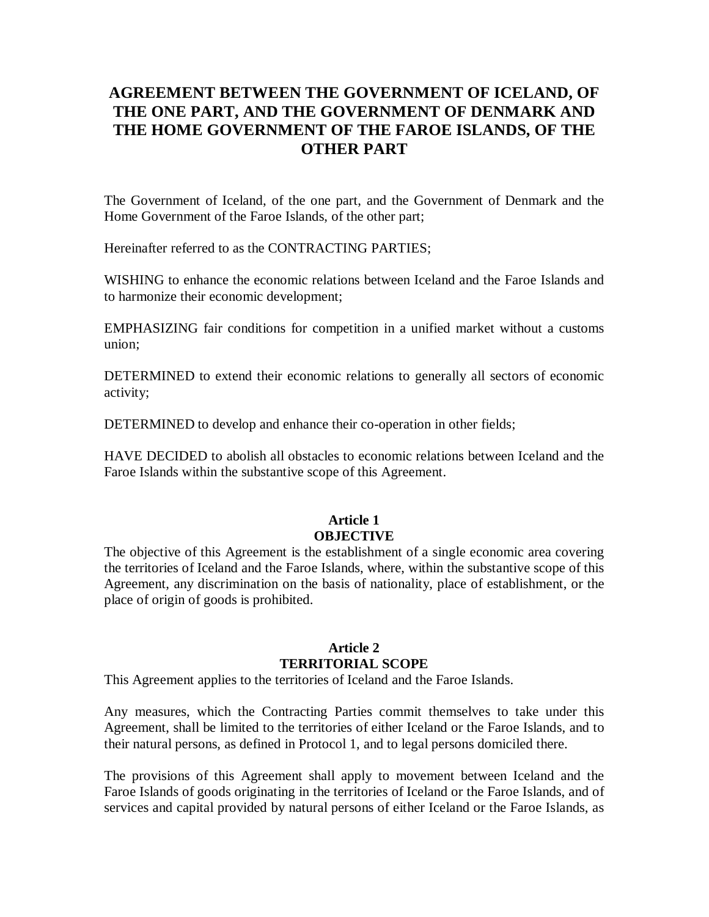# AGREEMENT BETWEEN THE GOVERNMENT OF ICELAND, OF THE ONE PART, AND THE GOVERNMENT OF DENMARK AND THE HOME GOVERNMENT OF THE FAROE ISLANDS, OF THE OTHER PART

The Government of Iceland, of the one part, and the Government of Denmark and the Home Government of the Faroe Islands, of the other part;

Hereinafter referred to as the CONTRACTING PARTIES;

WISHING to enhance the economic relations between Iceland and the Faroe Islands and to harmonize their economic development;

EMPHASIZING fair conditions for competition in a unified market without a customs union;

DETERMINED to extend their economic relations to generally all sectors of economic activity;

DETERMINED to develop and enhance their co-operation in other fields;

HAVE DECIDED to abolish all obstacles to economic relations between Iceland and the Faroe Islands within the substantive scope of this Agreement.

## Article 1
## OBJECTIVE

The objective of this Agreement is the establishment of a single economic area covering the territories of Iceland and the Faroe Islands, where, within the substantive scope of this Agreement, any discrimination on the basis of nationality, place of establishment, or the place of origin of goods is prohibited.

## Article 2
## TERRITORIAL SCOPE

This Agreement applies to the territories of Iceland and the Faroe Islands.

Any measures, which the Contracting Parties commit themselves to take under this Agreement, shall be limited to the territories of either Iceland or the Faroe Islands, and to their natural persons, as defined in Protocol 1, and to legal persons domiciled there.

The provisions of this Agreement shall apply to movement between Iceland and the Faroe Islands of goods originating in the territories of Iceland or the Faroe Islands, and of services and capital provided by natural persons of either Iceland or the Faroe Islands, as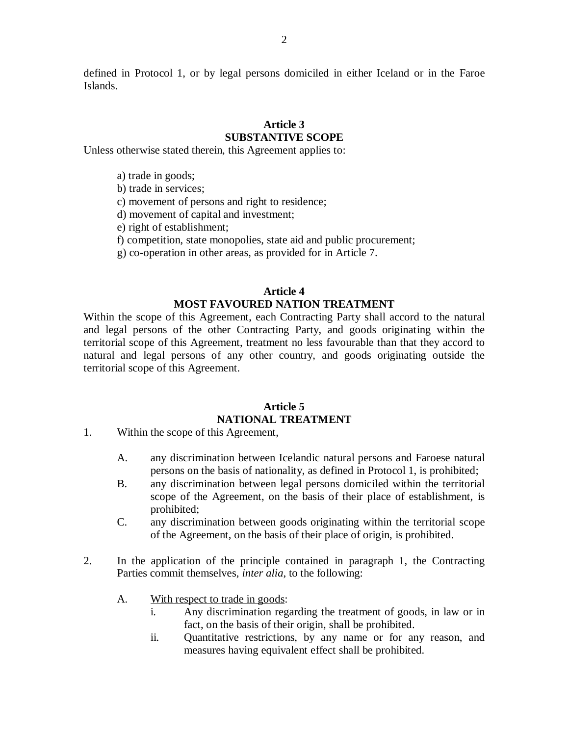defined in Protocol 1, or by legal persons domiciled in either Iceland or in the Faroe Islands.

### Article 3
### SUBSTANTIVE SCOPE

Unless otherwise stated therein, this Agreement applies to:

a) trade in goods;
b) trade in services;
c) movement of persons and right to residence;
d) movement of capital and investment;
e) right of establishment;
f) competition, state monopolies, state aid and public procurement;
g) co-operation in other areas, as provided for in Article 7.

### Article 4
### MOST FAVOURED NATION TREATMENT

Within the scope of this Agreement, each Contracting Party shall accord to the natural and legal persons of the other Contracting Party, and goods originating within the territorial scope of this Agreement, treatment no less favourable than that they accord to natural and legal persons of any other country, and goods originating outside the territorial scope of this Agreement.

### Article 5
### NATIONAL TREATMENT

1. Within the scope of this Agreement,

   A. any discrimination between Icelandic natural persons and Faroese natural persons on the basis of nationality, as defined in Protocol 1, is prohibited;
   B. any discrimination between legal persons domiciled within the territorial scope of the Agreement, on the basis of their place of establishment, is prohibited;
   C. any discrimination between goods originating within the territorial scope of the Agreement, on the basis of their place of origin, is prohibited.

2. In the application of the principle contained in paragraph 1, the Contracting Parties commit themselves, *inter alia*, to the following:

   A. With respect to trade in goods:
      i. Any discrimination regarding the treatment of goods, in law or in fact, on the basis of their origin, shall be prohibited.
      ii. Quantitative restrictions, by any name or for any reason, and measures having equivalent effect shall be prohibited.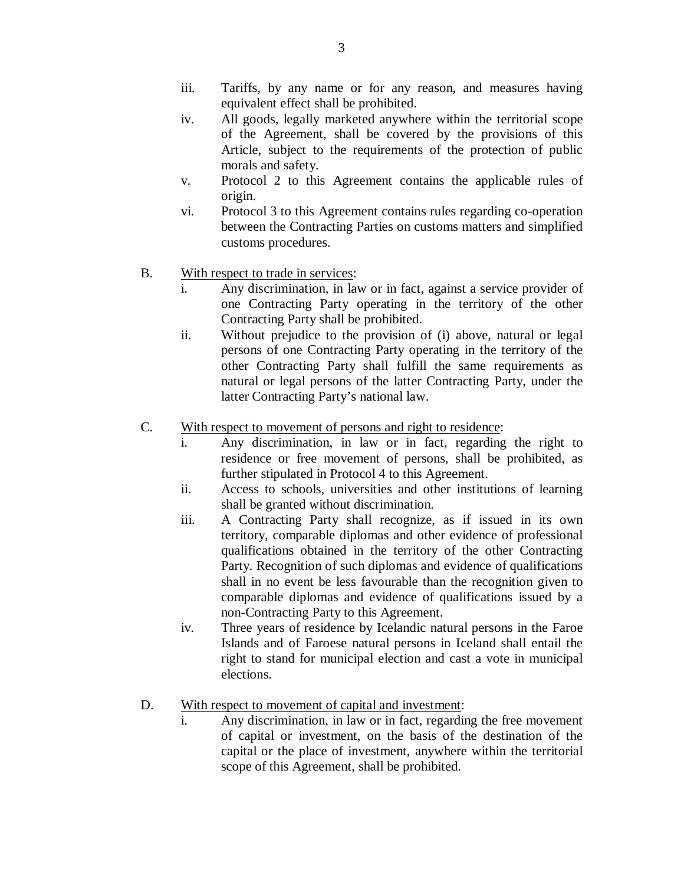iii. Tariffs, by any name or for any reason, and measures having equivalent effect shall be prohibited.

iv. All goods, legally marketed anywhere within the territorial scope of the Agreement, shall be covered by the provisions of this Article, subject to the requirements of the protection of public morals and safety.

v. Protocol 2 to this Agreement contains the applicable rules of origin.

vi. Protocol 3 to this Agreement contains rules regarding co-operation between the Contracting Parties on customs matters and simplified customs procedures.

B. <u>With respect to trade in services</u>:

i. Any discrimination, in law or in fact, against a service provider of one Contracting Party operating in the territory of the other Contracting Party shall be prohibited.

ii. Without prejudice to the provision of (i) above, natural or legal persons of one Contracting Party operating in the territory of the other Contracting Party shall fulfill the same requirements as natural or legal persons of the latter Contracting Party, under the latter Contracting Party's national law.

C. <u>With respect to movement of persons and right to residence</u>:

i. Any discrimination, in law or in fact, regarding the right to residence or free movement of persons, shall be prohibited, as further stipulated in Protocol 4 to this Agreement.

ii. Access to schools, universities and other institutions of learning shall be granted without discrimination.

iii. A Contracting Party shall recognize, as if issued in its own territory, comparable diplomas and other evidence of professional qualifications obtained in the territory of the other Contracting Party. Recognition of such diplomas and evidence of qualifications shall in no event be less favourable than the recognition given to comparable diplomas and evidence of qualifications issued by a non-Contracting Party to this Agreement.

iv. Three years of residence by Icelandic natural persons in the Faroe Islands and of Faroese natural persons in Iceland shall entail the right to stand for municipal election and cast a vote in municipal elections.

D. <u>With respect to movement of capital and investment</u>:

i. Any discrimination, in law or in fact, regarding the free movement of capital or investment, on the basis of the destination of the capital or the place of investment, anywhere within the territorial scope of this Agreement, shall be prohibited.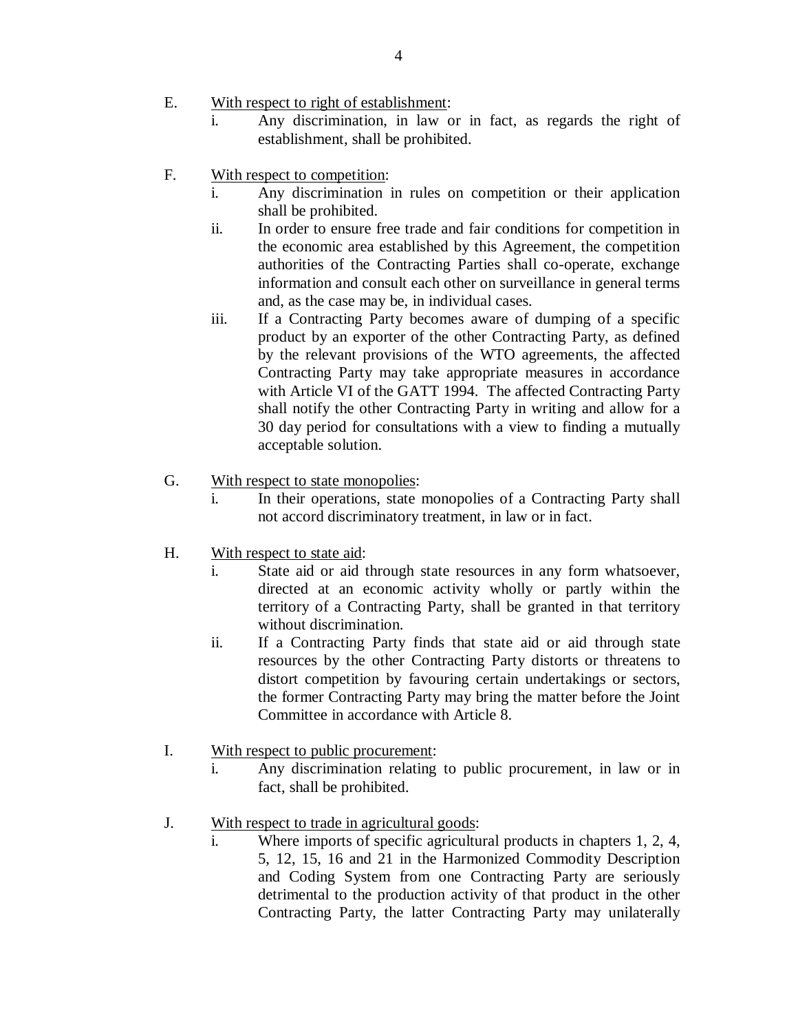E. <u>With respect to right of establishment</u>:

   i. Any discrimination, in law or in fact, as regards the right of establishment, shall be prohibited.

F. <u>With respect to competition</u>:

   i. Any discrimination in rules on competition or their application shall be prohibited.

   ii. In order to ensure free trade and fair conditions for competition in the economic area established by this Agreement, the competition authorities of the Contracting Parties shall co-operate, exchange information and consult each other on surveillance in general terms and, as the case may be, in individual cases.

   iii. If a Contracting Party becomes aware of dumping of a specific product by an exporter of the other Contracting Party, as defined by the relevant provisions of the WTO agreements, the affected Contracting Party may take appropriate measures in accordance with Article VI of the GATT 1994. The affected Contracting Party shall notify the other Contracting Party in writing and allow for a 30 day period for consultations with a view to finding a mutually acceptable solution.

G. <u>With respect to state monopolies</u>:

   i. In their operations, state monopolies of a Contracting Party shall not accord discriminatory treatment, in law or in fact.

H. <u>With respect to state aid</u>:

   i. State aid or aid through state resources in any form whatsoever, directed at an economic activity wholly or partly within the territory of a Contracting Party, shall be granted in that territory without discrimination.

   ii. If a Contracting Party finds that state aid or aid through state resources by the other Contracting Party distorts or threatens to distort competition by favouring certain undertakings or sectors, the former Contracting Party may bring the matter before the Joint Committee in accordance with Article 8.

I. <u>With respect to public procurement</u>:

   i. Any discrimination relating to public procurement, in law or in fact, shall be prohibited.

J. <u>With respect to trade in agricultural goods</u>:

   i. Where imports of specific agricultural products in chapters 1, 2, 4, 5, 12, 15, 16 and 21 in the Harmonized Commodity Description and Coding System from one Contracting Party are seriously detrimental to the production activity of that product in the other Contracting Party, the latter Contracting Party may unilaterally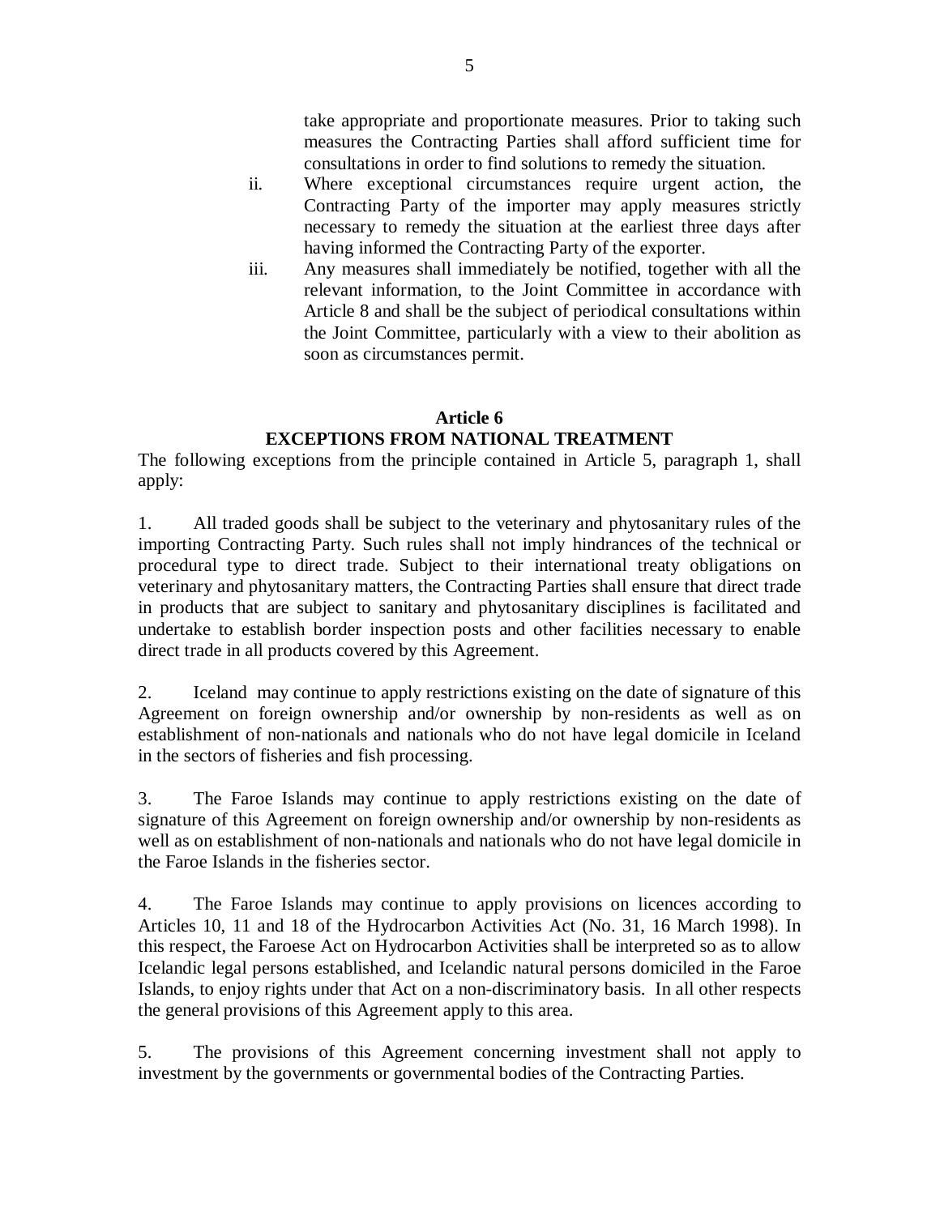take appropriate and proportionate measures. Prior to taking such measures the Contracting Parties shall afford sufficient time for consultations in order to find solutions to remedy the situation.

ii. Where exceptional circumstances require urgent action, the Contracting Party of the importer may apply measures strictly necessary to remedy the situation at the earliest three days after having informed the Contracting Party of the exporter.

iii. Any measures shall immediately be notified, together with all the relevant information, to the Joint Committee in accordance with Article 8 and shall be the subject of periodical consultations within the Joint Committee, particularly with a view to their abolition as soon as circumstances permit.

## Article 6
## EXCEPTIONS FROM NATIONAL TREATMENT

The following exceptions from the principle contained in Article 5, paragraph 1, shall apply:

1. All traded goods shall be subject to the veterinary and phytosanitary rules of the importing Contracting Party. Such rules shall not imply hindrances of the technical or procedural type to direct trade. Subject to their international treaty obligations on veterinary and phytosanitary matters, the Contracting Parties shall ensure that direct trade in products that are subject to sanitary and phytosanitary disciplines is facilitated and undertake to establish border inspection posts and other facilities necessary to enable direct trade in all products covered by this Agreement.

2. Iceland may continue to apply restrictions existing on the date of signature of this Agreement on foreign ownership and/or ownership by non-residents as well as on establishment of non-nationals and nationals who do not have legal domicile in Iceland in the sectors of fisheries and fish processing.

3. The Faroe Islands may continue to apply restrictions existing on the date of signature of this Agreement on foreign ownership and/or ownership by non-residents as well as on establishment of non-nationals and nationals who do not have legal domicile in the Faroe Islands in the fisheries sector.

4. The Faroe Islands may continue to apply provisions on licences according to Articles 10, 11 and 18 of the Hydrocarbon Activities Act (No. 31, 16 March 1998). In this respect, the Faroese Act on Hydrocarbon Activities shall be interpreted so as to allow Icelandic legal persons established, and Icelandic natural persons domiciled in the Faroe Islands, to enjoy rights under that Act on a non-discriminatory basis. In all other respects the general provisions of this Agreement apply to this area.

5. The provisions of this Agreement concerning investment shall not apply to investment by the governments or governmental bodies of the Contracting Parties.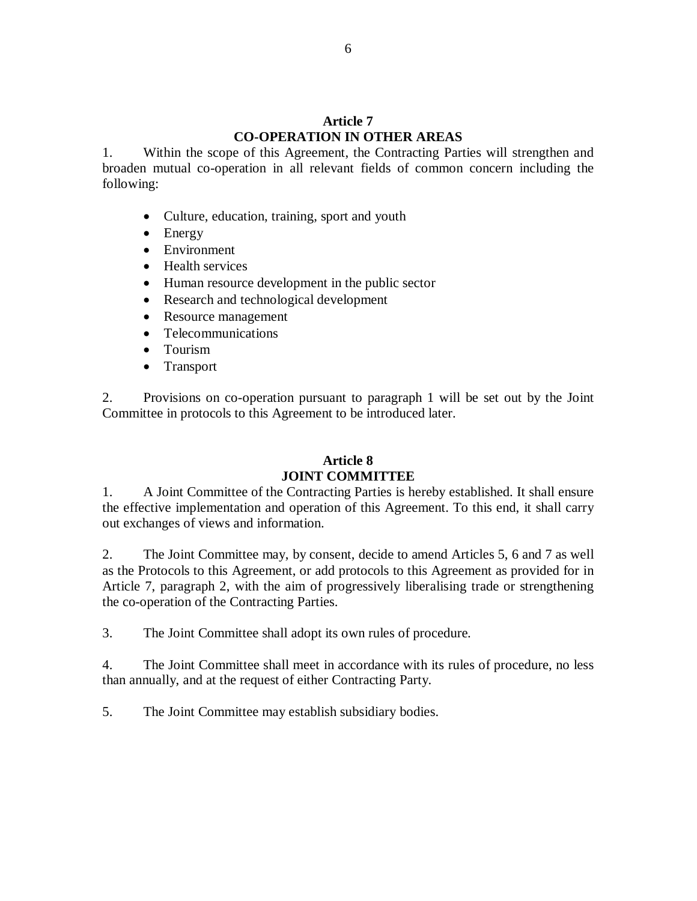## Article 7
## CO-OPERATION IN OTHER AREAS

1. Within the scope of this Agreement, the Contracting Parties will strengthen and broaden mutual co-operation in all relevant fields of common concern including the following:

- Culture, education, training, sport and youth
- Energy
- Environment
- Health services
- Human resource development in the public sector
- Research and technological development
- Resource management
- Telecommunications
- Tourism
- Transport

2. Provisions on co-operation pursuant to paragraph 1 will be set out by the Joint Committee in protocols to this Agreement to be introduced later.

## Article 8
## JOINT COMMITTEE

1. A Joint Committee of the Contracting Parties is hereby established. It shall ensure the effective implementation and operation of this Agreement. To this end, it shall carry out exchanges of views and information.

2. The Joint Committee may, by consent, decide to amend Articles 5, 6 and 7 as well as the Protocols to this Agreement, or add protocols to this Agreement as provided for in Article 7, paragraph 2, with the aim of progressively liberalising trade or strengthening the co-operation of the Contracting Parties.

3. The Joint Committee shall adopt its own rules of procedure.

4. The Joint Committee shall meet in accordance with its rules of procedure, no less than annually, and at the request of either Contracting Party.

5. The Joint Committee may establish subsidiary bodies.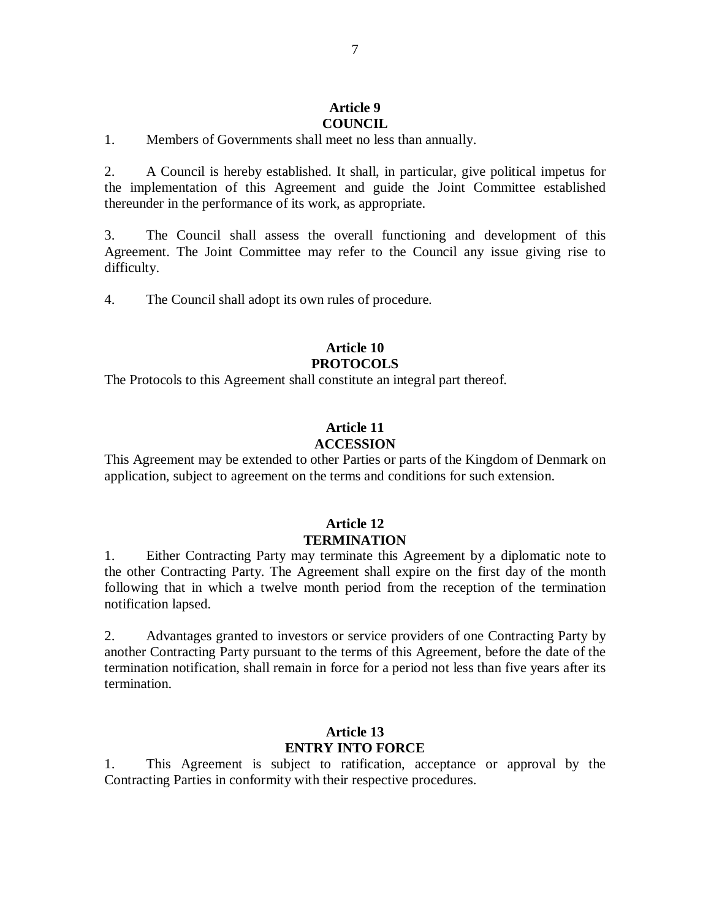## Article 9
## COUNCIL

1. Members of Governments shall meet no less than annually.

2. A Council is hereby established. It shall, in particular, give political impetus for the implementation of this Agreement and guide the Joint Committee established thereunder in the performance of its work, as appropriate.

3. The Council shall assess the overall functioning and development of this Agreement. The Joint Committee may refer to the Council any issue giving rise to difficulty.

4. The Council shall adopt its own rules of procedure.

## Article 10
## PROTOCOLS

The Protocols to this Agreement shall constitute an integral part thereof.

## Article 11
## ACCESSION

This Agreement may be extended to other Parties or parts of the Kingdom of Denmark on application, subject to agreement on the terms and conditions for such extension.

## Article 12
## TERMINATION

1. Either Contracting Party may terminate this Agreement by a diplomatic note to the other Contracting Party. The Agreement shall expire on the first day of the month following that in which a twelve month period from the reception of the termination notification lapsed.

2. Advantages granted to investors or service providers of one Contracting Party by another Contracting Party pursuant to the terms of this Agreement, before the date of the termination notification, shall remain in force for a period not less than five years after its termination.

## Article 13
## ENTRY INTO FORCE

1. This Agreement is subject to ratification, acceptance or approval by the Contracting Parties in conformity with their respective procedures.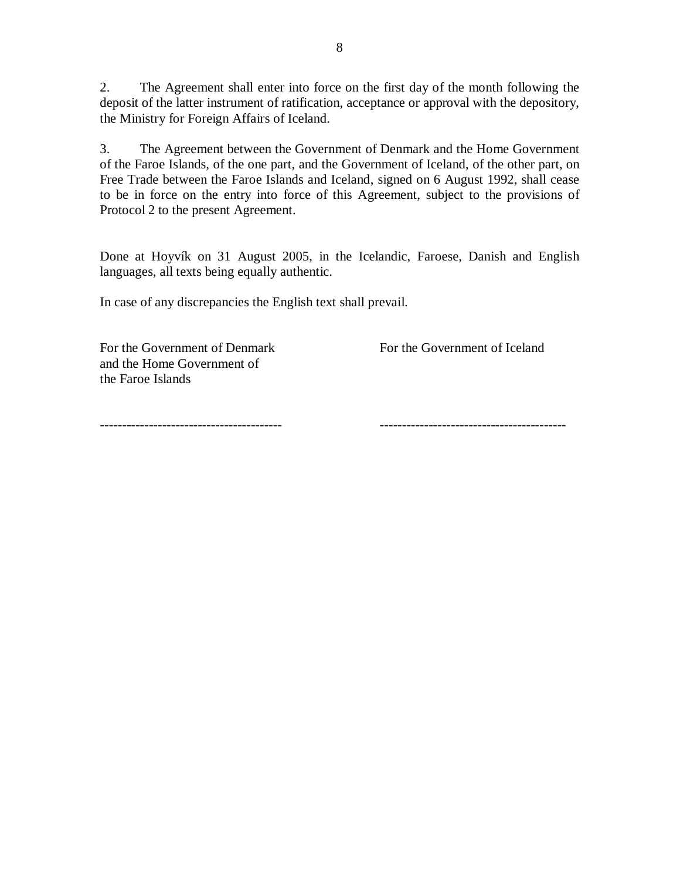2. The Agreement shall enter into force on the first day of the month following the deposit of the latter instrument of ratification, acceptance or approval with the depository, the Ministry for Foreign Affairs of Iceland.

3. The Agreement between the Government of Denmark and the Home Government of the Faroe Islands, of the one part, and the Government of Iceland, of the other part, on Free Trade between the Faroe Islands and Iceland, signed on 6 August 1992, shall cease to be in force on the entry into force of this Agreement, subject to the provisions of Protocol 2 to the present Agreement.

Done at Hoyvík on 31 August 2005, in the Icelandic, Faroese, Danish and English languages, all texts being equally authentic.

In case of any discrepancies the English text shall prevail.

| | |
|---|---|
| For the Government of Denmark and the Home Government of the Faroe Islands | For the Government of Iceland |
| ---------------------------------------- | ----------------------------------------- |